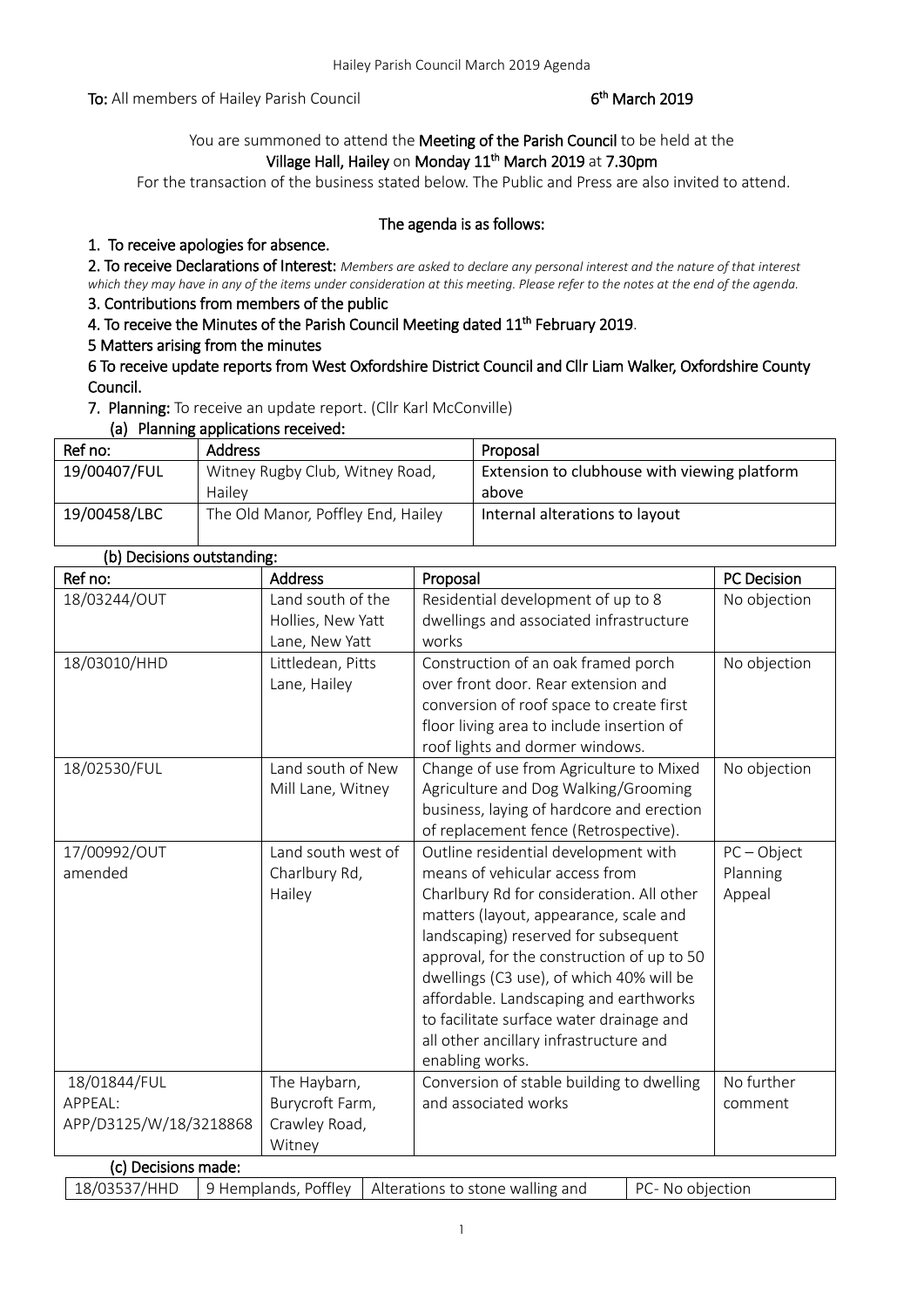**To:** All members of Hailey Parish Council **6th March 2019**

You are summoned to attend the **Meeting of the Parish Council** to be held at the **Village Hall, Hailey** on **Monday 11th March 2019** at **7.30pm**

For the transaction of the business stated below. The Public and Press are also invited to attend.

**The agenda is as follows:**

**1. To receive apologies for absence.**

**2. To receive Declarations of Interest:** *Members are asked to declare any personal interest and the nature of that interest which they may have in any of the items under consideration at this meeting. Please refer to the notes at the end of the agenda.*

**3. Contributions from members of the public**

**4. To receive the Minutes of the Parish Council Meeting dated 11th February 2019**.

**5 Matters arising from the minutes**

**6 To receive update reports from West Oxfordshire District Council and Cllr Liam Walker, Oxfordshire County Council.**

**7. Planning:** To receive an update report. (Cllr Karl McConville)

**(a) Planning applications received:**

| Ref no: | Address | Proposal |
|---|---|---|
| 19/00407/FUL | Witney Rugby Club, Witney Road, Hailey | Extension to clubhouse with viewing platform above |
| 19/00458/LBC | The Old Manor, Poffley End, Hailey | Internal alterations to layout |

**(b) Decisions outstanding:**

| Ref no: | Address | Proposal | PC Decision |
|---|---|---|---|
| 18/03244/OUT | Land south of the Hollies, New Yatt Lane, New Yatt | Residential development of up to 8 dwellings and associated infrastructure works | No objection |
| 18/03010/HHD | Littledean, Pitts Lane, Hailey | Construction of an oak framed porch over front door. Rear extension and conversion of roof space to create first floor living area to include insertion of roof lights and dormer windows. | No objection |
| 18/02530/FUL | Land south of New Mill Lane, Witney | Change of use from Agriculture to Mixed Agriculture and Dog Walking/Grooming business, laying of hardcore and erection of replacement fence (Retrospective). | No objection |
| 17/00992/OUT amended | Land south west of Charlbury Rd, Hailey | Outline residential development with means of vehicular access from Charlbury Rd for consideration. All other matters (layout, appearance, scale and landscaping) reserved for subsequent approval, for the construction of up to 50 dwellings (C3 use), of which 40% will be affordable. Landscaping and earthworks to facilitate surface water drainage and all other ancillary infrastructure and enabling works. | PC – Object Planning Appeal |
| 18/01844/FUL APPEAL: APP/D3125/W/18/3218868 | The Haybarn, Burycroft Farm, Crawley Road, Witney | Conversion of stable building to dwelling and associated works | No further comment |

**(c) Decisions made:**

| | | | |
|---|---|---|---|
| 18/03537/HHD | 9 Hemplands, Poffley | Alterations to stone walling and | PC- No objection |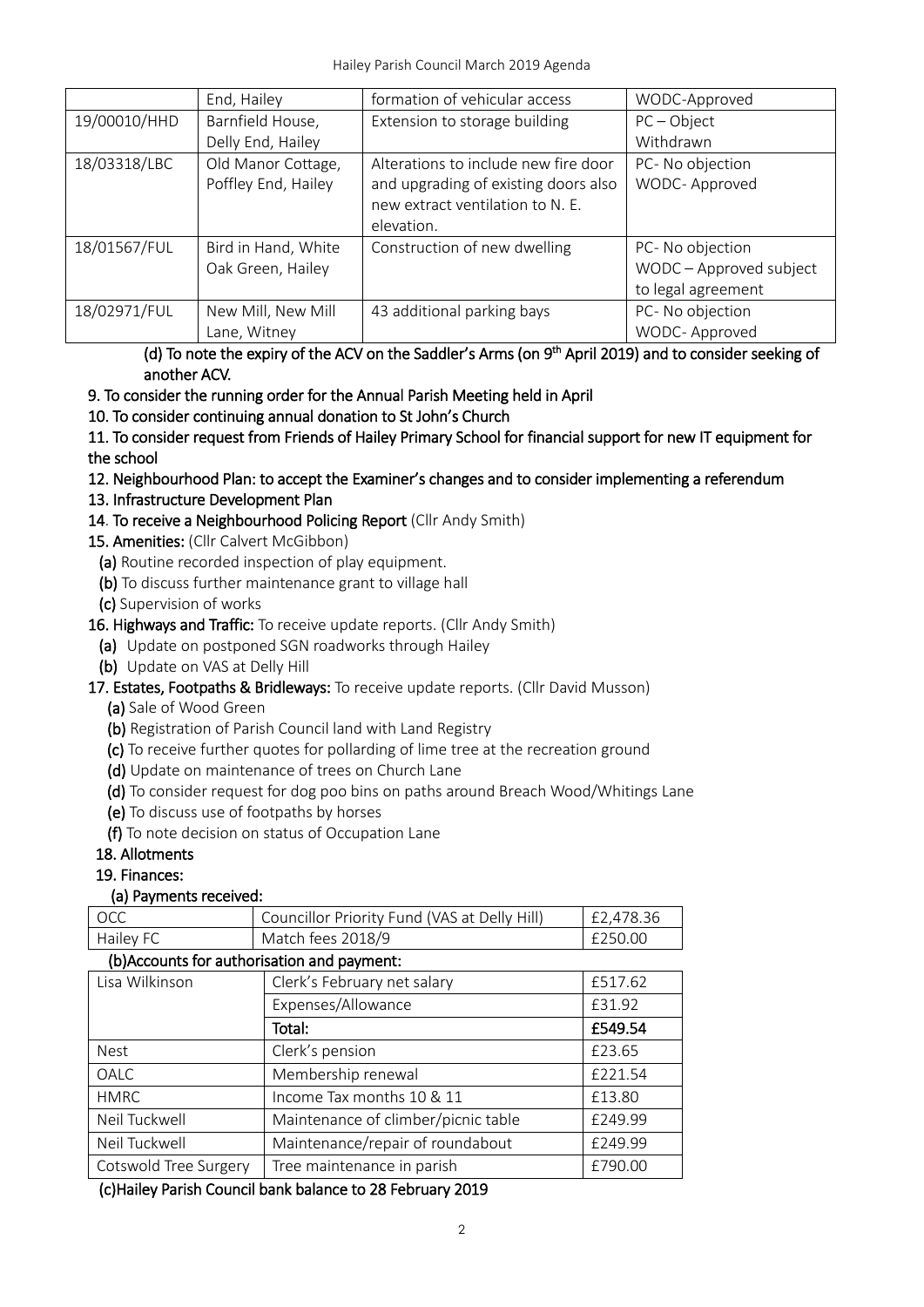|  | End, Hailey | formation of vehicular access | WODC-Approved |
|---|---|---|---|
| 19/00010/HHD | Barnfield House, Delly End, Hailey | Extension to storage building | PC – Object Withdrawn |
| 18/03318/LBC | Old Manor Cottage, Poffley End, Hailey | Alterations to include new fire door and upgrading of existing doors also new extract ventilation to N. E. elevation. | PC- No objection WODC- Approved |
| 18/01567/FUL | Bird in Hand, White Oak Green, Hailey | Construction of new dwelling | PC- No objection WODC – Approved subject to legal agreement |
| 18/02971/FUL | New Mill, New Mill Lane, Witney | 43 additional parking bays | PC- No objection WODC- Approved |

**(d) To note the expiry of the ACV on the Saddler's Arms (on 9th April 2019) and to consider seeking of another ACV.**

**9. To consider the running order for the Annual Parish Meeting held in April**

**10. To consider continuing annual donation to St John's Church**

**11. To consider request from Friends of Hailey Primary School for financial support for new IT equipment for the school**

**12. Neighbourhood Plan: to accept the Examiner's changes and to consider implementing a referendum**

**13. Infrastructure Development Plan**

**14. To receive a Neighbourhood Policing Report** (Cllr Andy Smith)

**15. Amenities:** (Cllr Calvert McGibbon)

- **(a)** Routine recorded inspection of play equipment.
- **(b)** To discuss further maintenance grant to village hall
- **(c)** Supervision of works

**16. Highways and Traffic:** To receive update reports. (Cllr Andy Smith)

- **(a)** Update on postponed SGN roadworks through Hailey
- **(b)** Update on VAS at Delly Hill

**17. Estates, Footpaths & Bridleways:** To receive update reports. (Cllr David Musson)

- **(a)** Sale of Wood Green
- **(b)** Registration of Parish Council land with Land Registry
- **(c)** To receive further quotes for pollarding of lime tree at the recreation ground
- **(d)** Update on maintenance of trees on Church Lane
- **(d)** To consider request for dog poo bins on paths around Breach Wood/Whitings Lane
- **(e)** To discuss use of footpaths by horses
- **(f)** To note decision on status of Occupation Lane

**18. Allotments**

**19. Finances:**

**(a) Payments received:**

| OCC | Councillor Priority Fund (VAS at Delly Hill) | £2,478.36 |
|---|---|---|
| Hailey FC | Match fees 2018/9 | £250.00 |

**(b)Accounts for authorisation and payment:**

| Lisa Wilkinson | Clerk's February net salary | £517.62 |
|---|---|---|
|  | Expenses/Allowance | £31.92 |
|  | **Total:** | **£549.54** |
| Nest | Clerk's pension | £23.65 |
| OALC | Membership renewal | £221.54 |
| HMRC | Income Tax months 10 & 11 | £13.80 |
| Neil Tuckwell | Maintenance of climber/picnic table | £249.99 |
| Neil Tuckwell | Maintenance/repair of roundabout | £249.99 |
| Cotswold Tree Surgery | Tree maintenance in parish | £790.00 |

**(c)Hailey Parish Council bank balance to 28 February 2019**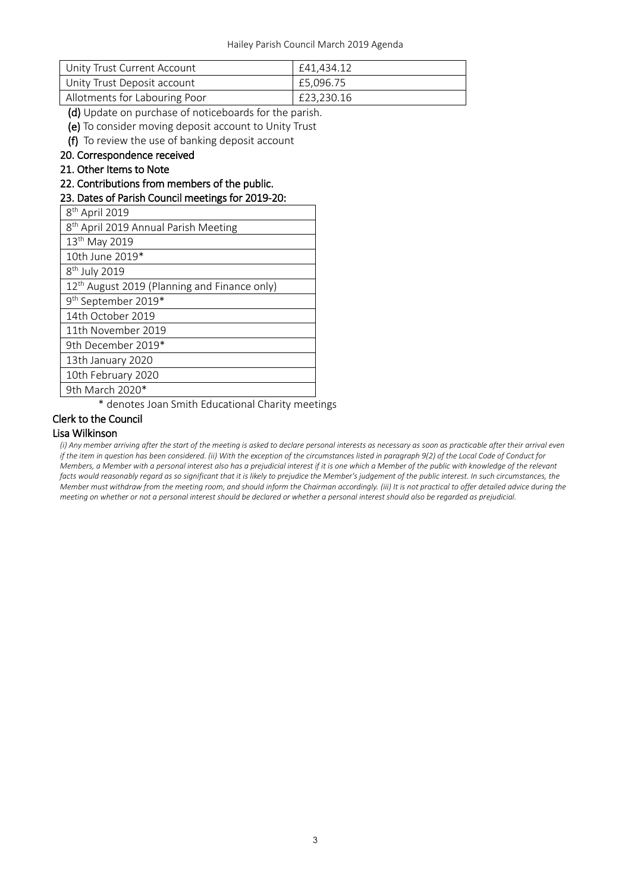| Unity Trust Current Account | £41,434.12 |
|---|---|
| Unity Trust Deposit account | £5,096.75 |
| Allotments for Labouring Poor | £23,230.16 |

**(d)** Update on purchase of noticeboards for the parish.

**(e)** To consider moving deposit account to Unity Trust

**(f)** To review the use of banking deposit account

**20. Correspondence received**

**21. Other Items to Note**

**22. Contributions from members of the public.**

**23. Dates of Parish Council meetings for 2019-20:**

| 8th April 2019 |
|---|
| 8th April 2019 Annual Parish Meeting |
| 13th May 2019 |
| 10th June 2019* |
| 8th July 2019 |
| 12th August 2019 (Planning and Finance only) |
| 9th September 2019* |
| 14th October 2019 |
| 11th November 2019 |
| 9th December 2019* |
| 13th January 2020 |
| 10th February 2020 |
| 9th March 2020* |

\* denotes Joan Smith Educational Charity meetings

**Clerk to the Council**

**Lisa Wilkinson**

*(i) Any member arriving after the start of the meeting is asked to declare personal interests as necessary as soon as practicable after their arrival even if the item in question has been considered. (ii) With the exception of the circumstances listed in paragraph 9(2) of the Local Code of Conduct for Members, a Member with a personal interest also has a prejudicial interest if it is one which a Member of the public with knowledge of the relevant facts would reasonably regard as so significant that it is likely to prejudice the Member's judgement of the public interest. In such circumstances, the Member must withdraw from the meeting room, and should inform the Chairman accordingly. (iii) It is not practical to offer detailed advice during the meeting on whether or not a personal interest should be declared or whether a personal interest should also be regarded as prejudicial.*